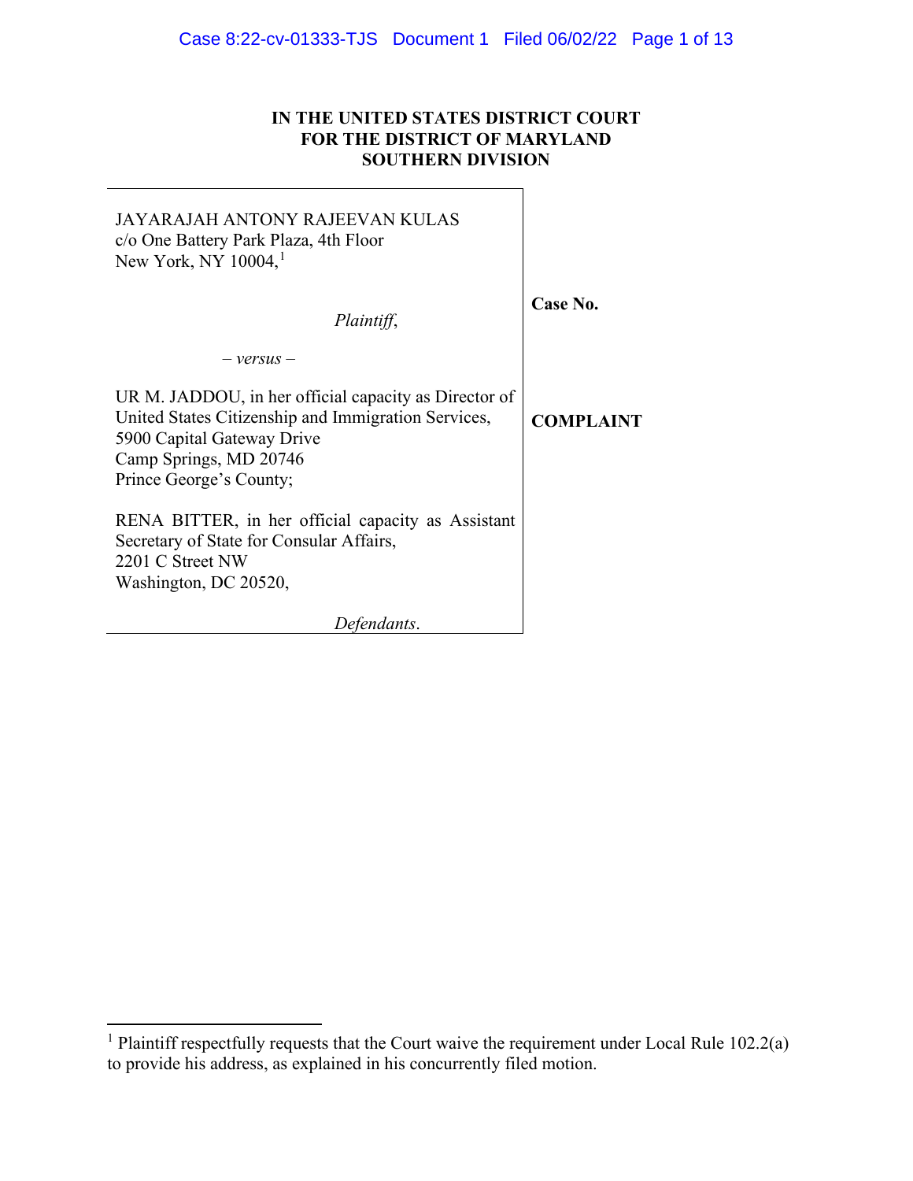**IN THE UNITED STATES DISTRICT COURT**
**FOR THE DISTRICT OF MARYLAND**
**SOUTHERN DIVISION**

| | |
|---|---|
| JAYARAJAH ANTONY RAJEEVAN KULAS<br>c/o One Battery Park Plaza, 4th Floor<br>New York, NY 10004,[1]<br><br>*Plaintiff*,<br><br>– *versus* –<br><br>UR M. JADDOU, in her official capacity as Director of United States Citizenship and Immigration Services,<br>5900 Capital Gateway Drive<br>Camp Springs, MD 20746<br>Prince George's County;<br><br>RENA BITTER, in her official capacity as Assistant Secretary of State for Consular Affairs,<br>2201 C Street NW<br>Washington, DC 20520,<br><br>*Defendants*. | **Case No.**<br><br>**COMPLAINT** |

[1] Plaintiff respectfully requests that the Court waive the requirement under Local Rule 102.2(a) to provide his address, as explained in his concurrently filed motion.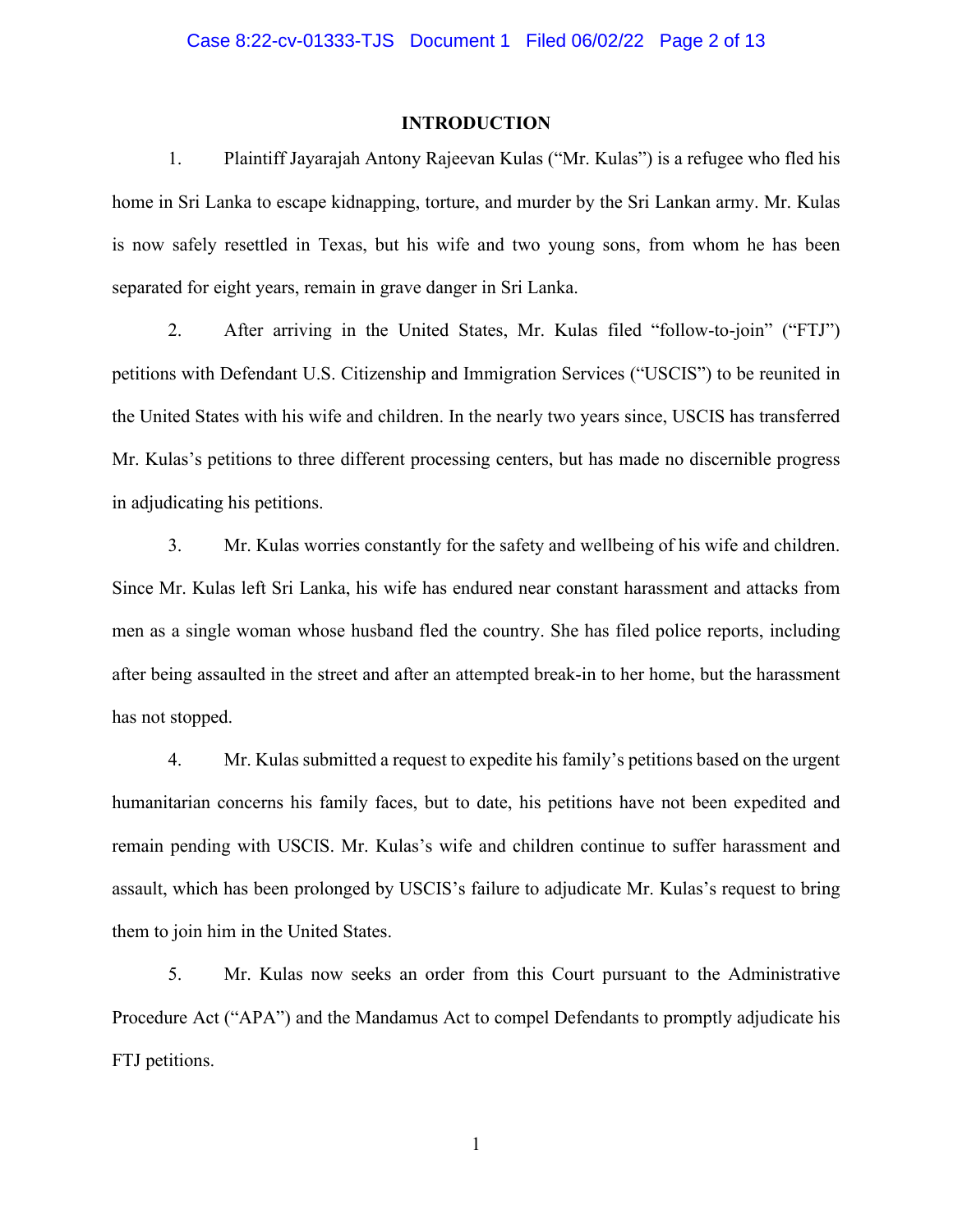## INTRODUCTION

1. Plaintiff Jayarajah Antony Rajeevan Kulas ("Mr. Kulas") is a refugee who fled his home in Sri Lanka to escape kidnapping, torture, and murder by the Sri Lankan army. Mr. Kulas is now safely resettled in Texas, but his wife and two young sons, from whom he has been separated for eight years, remain in grave danger in Sri Lanka.

2. After arriving in the United States, Mr. Kulas filed "follow-to-join" ("FTJ") petitions with Defendant U.S. Citizenship and Immigration Services ("USCIS") to be reunited in the United States with his wife and children. In the nearly two years since, USCIS has transferred Mr. Kulas's petitions to three different processing centers, but has made no discernible progress in adjudicating his petitions.

3. Mr. Kulas worries constantly for the safety and wellbeing of his wife and children. Since Mr. Kulas left Sri Lanka, his wife has endured near constant harassment and attacks from men as a single woman whose husband fled the country. She has filed police reports, including after being assaulted in the street and after an attempted break-in to her home, but the harassment has not stopped.

4. Mr. Kulas submitted a request to expedite his family's petitions based on the urgent humanitarian concerns his family faces, but to date, his petitions have not been expedited and remain pending with USCIS. Mr. Kulas's wife and children continue to suffer harassment and assault, which has been prolonged by USCIS's failure to adjudicate Mr. Kulas's request to bring them to join him in the United States.

5. Mr. Kulas now seeks an order from this Court pursuant to the Administrative Procedure Act ("APA") and the Mandamus Act to compel Defendants to promptly adjudicate his FTJ petitions.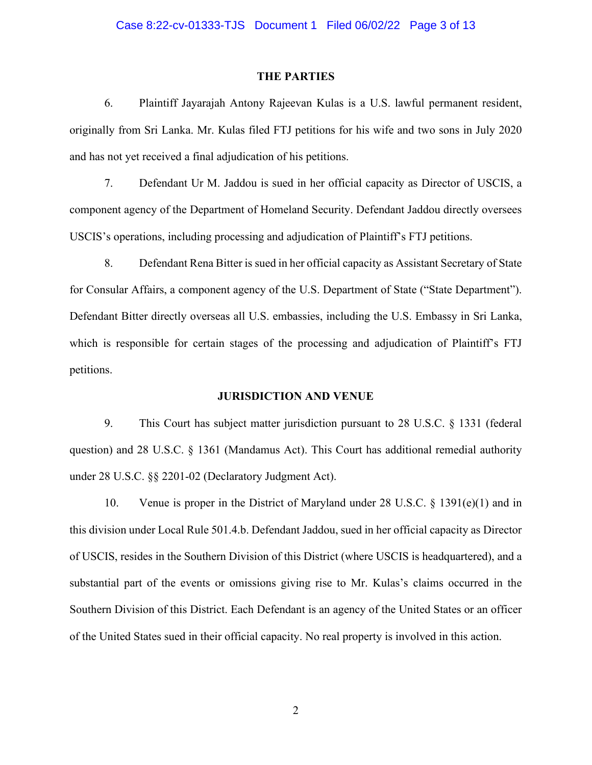## THE PARTIES

6. Plaintiff Jayarajah Antony Rajeevan Kulas is a U.S. lawful permanent resident, originally from Sri Lanka. Mr. Kulas filed FTJ petitions for his wife and two sons in July 2020 and has not yet received a final adjudication of his petitions.

7. Defendant Ur M. Jaddou is sued in her official capacity as Director of USCIS, a component agency of the Department of Homeland Security. Defendant Jaddou directly oversees USCIS's operations, including processing and adjudication of Plaintiff's FTJ petitions.

8. Defendant Rena Bitter is sued in her official capacity as Assistant Secretary of State for Consular Affairs, a component agency of the U.S. Department of State ("State Department"). Defendant Bitter directly overseas all U.S. embassies, including the U.S. Embassy in Sri Lanka, which is responsible for certain stages of the processing and adjudication of Plaintiff's FTJ petitions.

## JURISDICTION AND VENUE

9. This Court has subject matter jurisdiction pursuant to 28 U.S.C. § 1331 (federal question) and 28 U.S.C. § 1361 (Mandamus Act). This Court has additional remedial authority under 28 U.S.C. §§ 2201-02 (Declaratory Judgment Act).

10. Venue is proper in the District of Maryland under 28 U.S.C. § 1391(e)(1) and in this division under Local Rule 501.4.b. Defendant Jaddou, sued in her official capacity as Director of USCIS, resides in the Southern Division of this District (where USCIS is headquartered), and a substantial part of the events or omissions giving rise to Mr. Kulas's claims occurred in the Southern Division of this District. Each Defendant is an agency of the United States or an officer of the United States sued in their official capacity. No real property is involved in this action.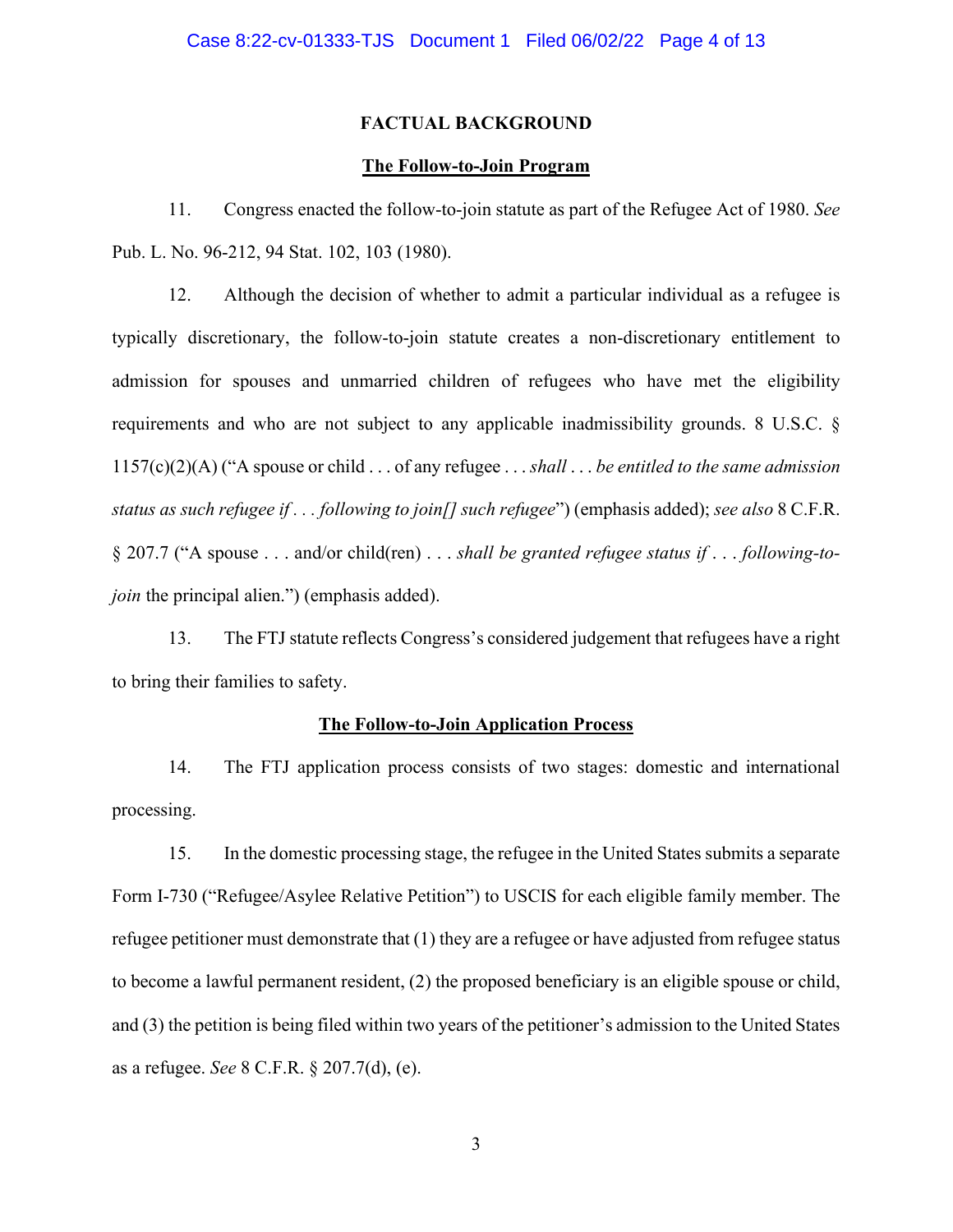## FACTUAL BACKGROUND

### The Follow-to-Join Program

11. Congress enacted the follow-to-join statute as part of the Refugee Act of 1980. *See* Pub. L. No. 96-212, 94 Stat. 102, 103 (1980).

12. Although the decision of whether to admit a particular individual as a refugee is typically discretionary, the follow-to-join statute creates a non-discretionary entitlement to admission for spouses and unmarried children of refugees who have met the eligibility requirements and who are not subject to any applicable inadmissibility grounds. 8 U.S.C. § 1157(c)(2)(A) ("A spouse or child . . . of any refugee . . . *shall* . . . *be entitled to the same admission status as such refugee if* . . . *following to join[] such refugee*") (emphasis added); *see also* 8 C.F.R. § 207.7 ("A spouse . . . and/or child(ren) . . . *shall be granted refugee status if* . . . *following-to-join* the principal alien.") (emphasis added).

13. The FTJ statute reflects Congress's considered judgement that refugees have a right to bring their families to safety.

### The Follow-to-Join Application Process

14. The FTJ application process consists of two stages: domestic and international processing.

15. In the domestic processing stage, the refugee in the United States submits a separate Form I-730 ("Refugee/Asylee Relative Petition") to USCIS for each eligible family member. The refugee petitioner must demonstrate that (1) they are a refugee or have adjusted from refugee status to become a lawful permanent resident, (2) the proposed beneficiary is an eligible spouse or child, and (3) the petition is being filed within two years of the petitioner's admission to the United States as a refugee. *See* 8 C.F.R. § 207.7(d), (e).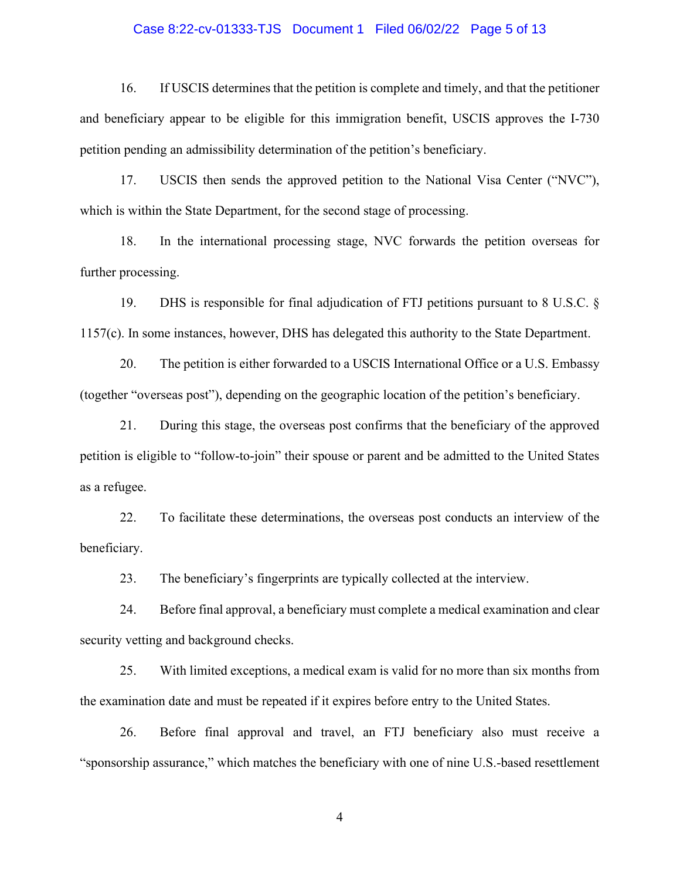16. If USCIS determines that the petition is complete and timely, and that the petitioner and beneficiary appear to be eligible for this immigration benefit, USCIS approves the I-730 petition pending an admissibility determination of the petition's beneficiary.

17. USCIS then sends the approved petition to the National Visa Center ("NVC"), which is within the State Department, for the second stage of processing.

18. In the international processing stage, NVC forwards the petition overseas for further processing.

19. DHS is responsible for final adjudication of FTJ petitions pursuant to 8 U.S.C. § 1157(c). In some instances, however, DHS has delegated this authority to the State Department.

20. The petition is either forwarded to a USCIS International Office or a U.S. Embassy (together "overseas post"), depending on the geographic location of the petition's beneficiary.

21. During this stage, the overseas post confirms that the beneficiary of the approved petition is eligible to "follow-to-join" their spouse or parent and be admitted to the United States as a refugee.

22. To facilitate these determinations, the overseas post conducts an interview of the beneficiary.

23. The beneficiary's fingerprints are typically collected at the interview.

24. Before final approval, a beneficiary must complete a medical examination and clear security vetting and background checks.

25. With limited exceptions, a medical exam is valid for no more than six months from the examination date and must be repeated if it expires before entry to the United States.

26. Before final approval and travel, an FTJ beneficiary also must receive a "sponsorship assurance," which matches the beneficiary with one of nine U.S.-based resettlement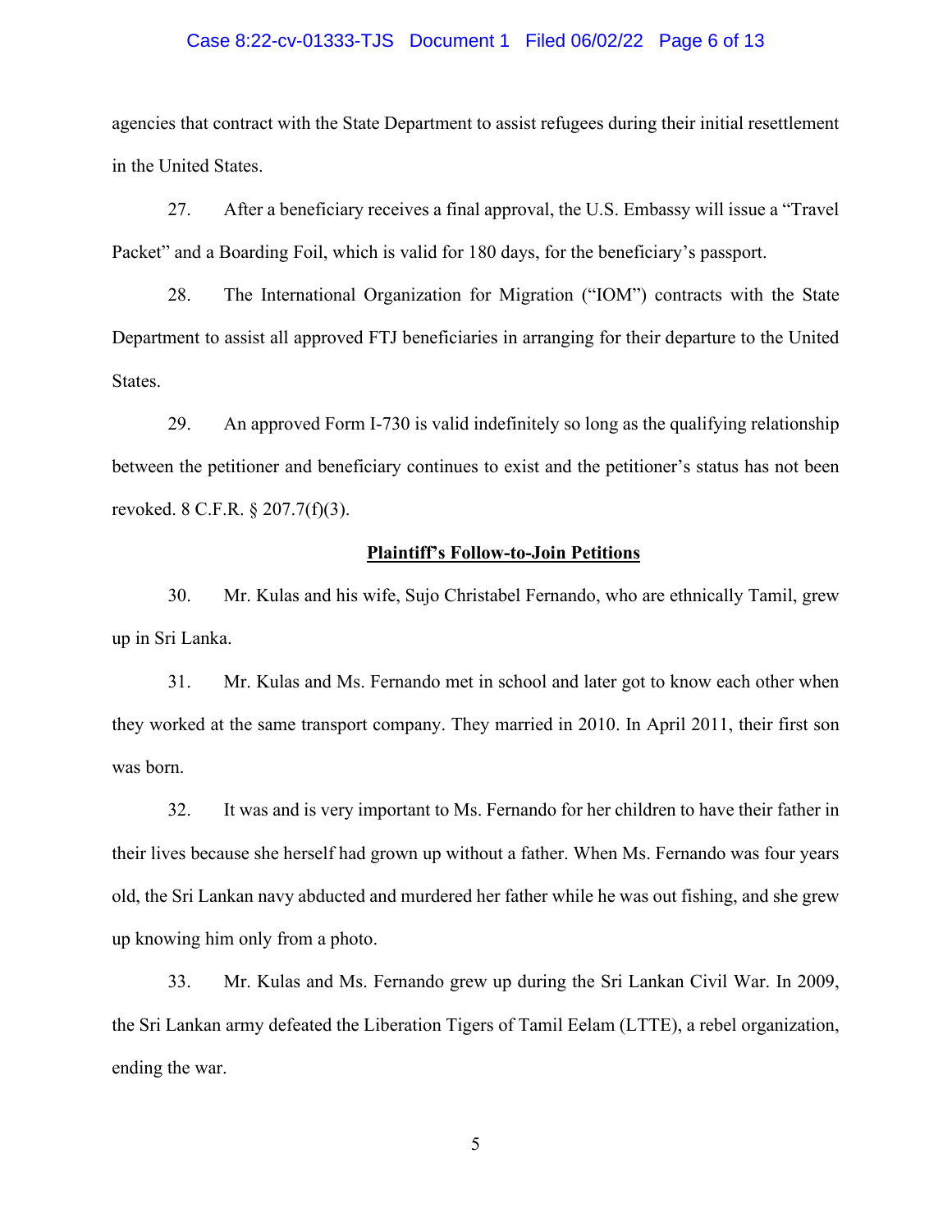agencies that contract with the State Department to assist refugees during their initial resettlement in the United States.

27. After a beneficiary receives a final approval, the U.S. Embassy will issue a "Travel Packet" and a Boarding Foil, which is valid for 180 days, for the beneficiary's passport.

28. The International Organization for Migration ("IOM") contracts with the State Department to assist all approved FTJ beneficiaries in arranging for their departure to the United States.

29. An approved Form I-730 is valid indefinitely so long as the qualifying relationship between the petitioner and beneficiary continues to exist and the petitioner's status has not been revoked. 8 C.F.R. § 207.7(f)(3).

**Plaintiff's Follow-to-Join Petitions**

30. Mr. Kulas and his wife, Sujo Christabel Fernando, who are ethnically Tamil, grew up in Sri Lanka.

31. Mr. Kulas and Ms. Fernando met in school and later got to know each other when they worked at the same transport company. They married in 2010. In April 2011, their first son was born.

32. It was and is very important to Ms. Fernando for her children to have their father in their lives because she herself had grown up without a father. When Ms. Fernando was four years old, the Sri Lankan navy abducted and murdered her father while he was out fishing, and she grew up knowing him only from a photo.

33. Mr. Kulas and Ms. Fernando grew up during the Sri Lankan Civil War. In 2009, the Sri Lankan army defeated the Liberation Tigers of Tamil Eelam (LTTE), a rebel organization, ending the war.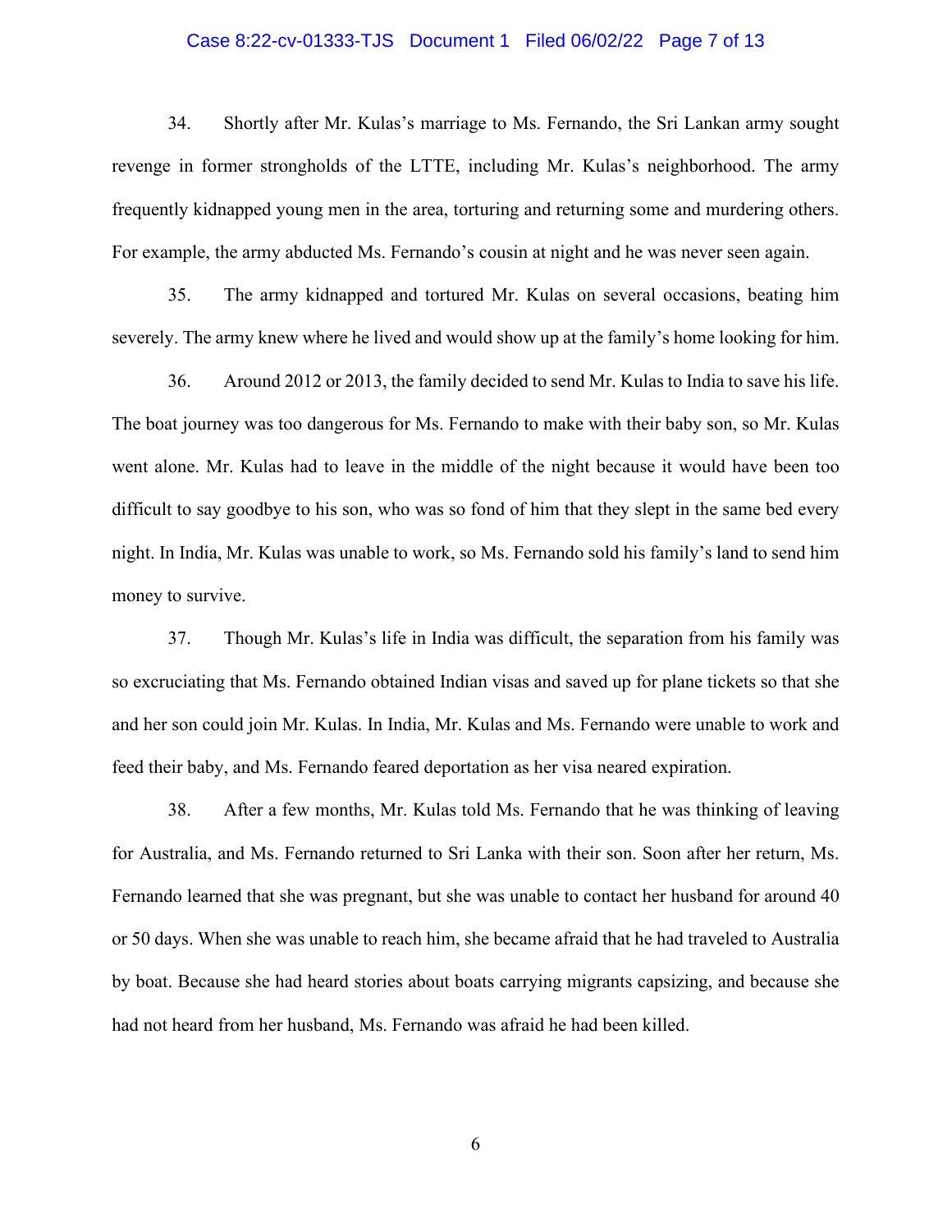34. Shortly after Mr. Kulas's marriage to Ms. Fernando, the Sri Lankan army sought revenge in former strongholds of the LTTE, including Mr. Kulas's neighborhood. The army frequently kidnapped young men in the area, torturing and returning some and murdering others. For example, the army abducted Ms. Fernando's cousin at night and he was never seen again.

35. The army kidnapped and tortured Mr. Kulas on several occasions, beating him severely. The army knew where he lived and would show up at the family's home looking for him.

36. Around 2012 or 2013, the family decided to send Mr. Kulas to India to save his life. The boat journey was too dangerous for Ms. Fernando to make with their baby son, so Mr. Kulas went alone. Mr. Kulas had to leave in the middle of the night because it would have been too difficult to say goodbye to his son, who was so fond of him that they slept in the same bed every night. In India, Mr. Kulas was unable to work, so Ms. Fernando sold his family's land to send him money to survive.

37. Though Mr. Kulas's life in India was difficult, the separation from his family was so excruciating that Ms. Fernando obtained Indian visas and saved up for plane tickets so that she and her son could join Mr. Kulas. In India, Mr. Kulas and Ms. Fernando were unable to work and feed their baby, and Ms. Fernando feared deportation as her visa neared expiration.

38. After a few months, Mr. Kulas told Ms. Fernando that he was thinking of leaving for Australia, and Ms. Fernando returned to Sri Lanka with their son. Soon after her return, Ms. Fernando learned that she was pregnant, but she was unable to contact her husband for around 40 or 50 days. When she was unable to reach him, she became afraid that he had traveled to Australia by boat. Because she had heard stories about boats carrying migrants capsizing, and because she had not heard from her husband, Ms. Fernando was afraid he had been killed.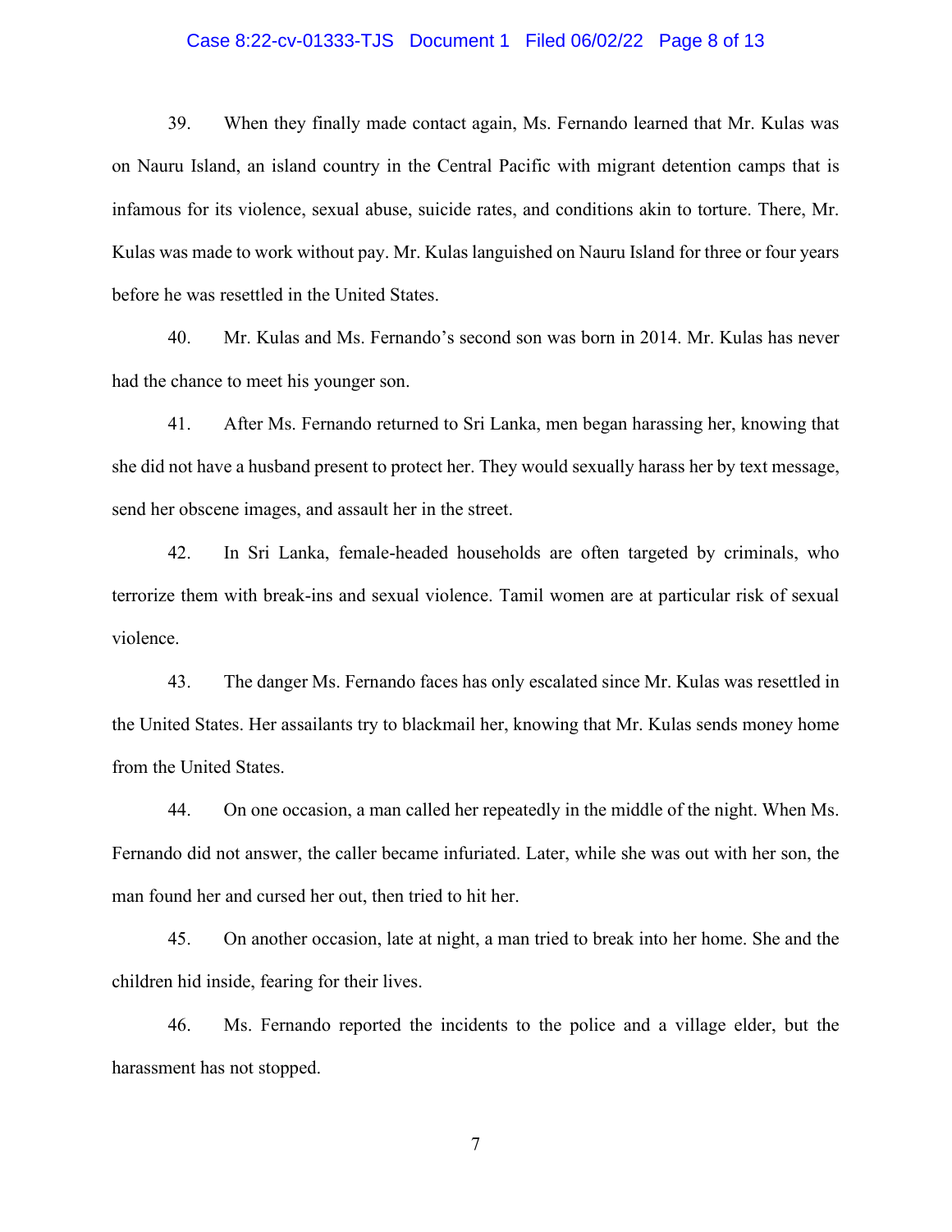39. When they finally made contact again, Ms. Fernando learned that Mr. Kulas was on Nauru Island, an island country in the Central Pacific with migrant detention camps that is infamous for its violence, sexual abuse, suicide rates, and conditions akin to torture. There, Mr. Kulas was made to work without pay. Mr. Kulas languished on Nauru Island for three or four years before he was resettled in the United States.

40. Mr. Kulas and Ms. Fernando's second son was born in 2014. Mr. Kulas has never had the chance to meet his younger son.

41. After Ms. Fernando returned to Sri Lanka, men began harassing her, knowing that she did not have a husband present to protect her. They would sexually harass her by text message, send her obscene images, and assault her in the street.

42. In Sri Lanka, female-headed households are often targeted by criminals, who terrorize them with break-ins and sexual violence. Tamil women are at particular risk of sexual violence.

43. The danger Ms. Fernando faces has only escalated since Mr. Kulas was resettled in the United States. Her assailants try to blackmail her, knowing that Mr. Kulas sends money home from the United States.

44. On one occasion, a man called her repeatedly in the middle of the night. When Ms. Fernando did not answer, the caller became infuriated. Later, while she was out with her son, the man found her and cursed her out, then tried to hit her.

45. On another occasion, late at night, a man tried to break into her home. She and the children hid inside, fearing for their lives.

46. Ms. Fernando reported the incidents to the police and a village elder, but the harassment has not stopped.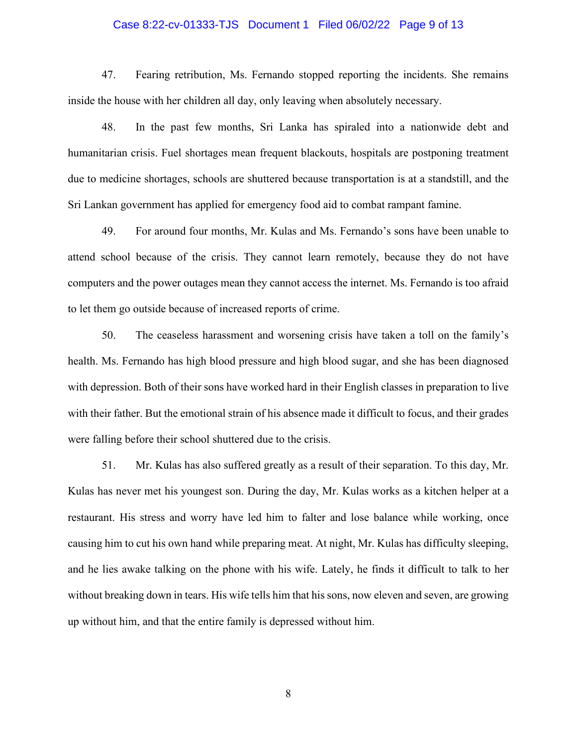47. Fearing retribution, Ms. Fernando stopped reporting the incidents. She remains inside the house with her children all day, only leaving when absolutely necessary.

48. In the past few months, Sri Lanka has spiraled into a nationwide debt and humanitarian crisis. Fuel shortages mean frequent blackouts, hospitals are postponing treatment due to medicine shortages, schools are shuttered because transportation is at a standstill, and the Sri Lankan government has applied for emergency food aid to combat rampant famine.

49. For around four months, Mr. Kulas and Ms. Fernando's sons have been unable to attend school because of the crisis. They cannot learn remotely, because they do not have computers and the power outages mean they cannot access the internet. Ms. Fernando is too afraid to let them go outside because of increased reports of crime.

50. The ceaseless harassment and worsening crisis have taken a toll on the family's health. Ms. Fernando has high blood pressure and high blood sugar, and she has been diagnosed with depression. Both of their sons have worked hard in their English classes in preparation to live with their father. But the emotional strain of his absence made it difficult to focus, and their grades were falling before their school shuttered due to the crisis.

51. Mr. Kulas has also suffered greatly as a result of their separation. To this day, Mr. Kulas has never met his youngest son. During the day, Mr. Kulas works as a kitchen helper at a restaurant. His stress and worry have led him to falter and lose balance while working, once causing him to cut his own hand while preparing meat. At night, Mr. Kulas has difficulty sleeping, and he lies awake talking on the phone with his wife. Lately, he finds it difficult to talk to her without breaking down in tears. His wife tells him that his sons, now eleven and seven, are growing up without him, and that the entire family is depressed without him.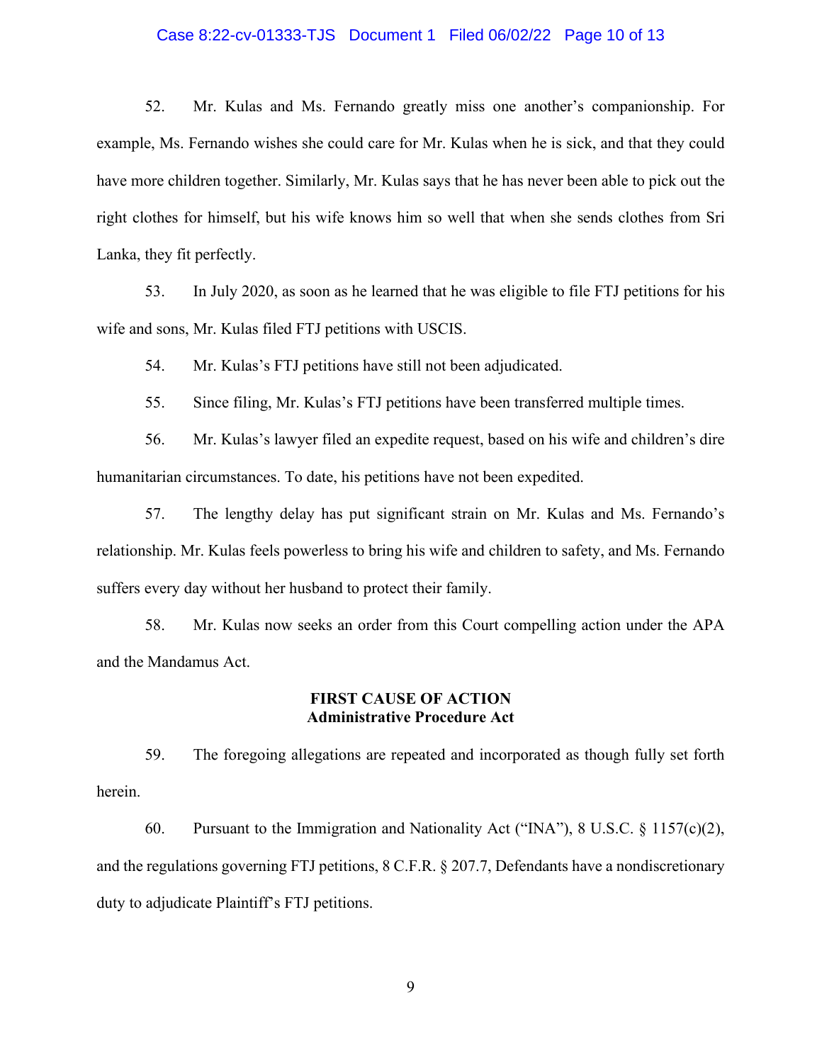52. Mr. Kulas and Ms. Fernando greatly miss one another's companionship. For example, Ms. Fernando wishes she could care for Mr. Kulas when he is sick, and that they could have more children together. Similarly, Mr. Kulas says that he has never been able to pick out the right clothes for himself, but his wife knows him so well that when she sends clothes from Sri Lanka, they fit perfectly.

53. In July 2020, as soon as he learned that he was eligible to file FTJ petitions for his wife and sons, Mr. Kulas filed FTJ petitions with USCIS.

54. Mr. Kulas's FTJ petitions have still not been adjudicated.

55. Since filing, Mr. Kulas's FTJ petitions have been transferred multiple times.

56. Mr. Kulas's lawyer filed an expedite request, based on his wife and children's dire humanitarian circumstances. To date, his petitions have not been expedited.

57. The lengthy delay has put significant strain on Mr. Kulas and Ms. Fernando's relationship. Mr. Kulas feels powerless to bring his wife and children to safety, and Ms. Fernando suffers every day without her husband to protect their family.

58. Mr. Kulas now seeks an order from this Court compelling action under the APA and the Mandamus Act.

## FIRST CAUSE OF ACTION
## Administrative Procedure Act

59. The foregoing allegations are repeated and incorporated as though fully set forth herein.

60. Pursuant to the Immigration and Nationality Act ("INA"), 8 U.S.C. § 1157(c)(2), and the regulations governing FTJ petitions, 8 C.F.R. § 207.7, Defendants have a nondiscretionary duty to adjudicate Plaintiff's FTJ petitions.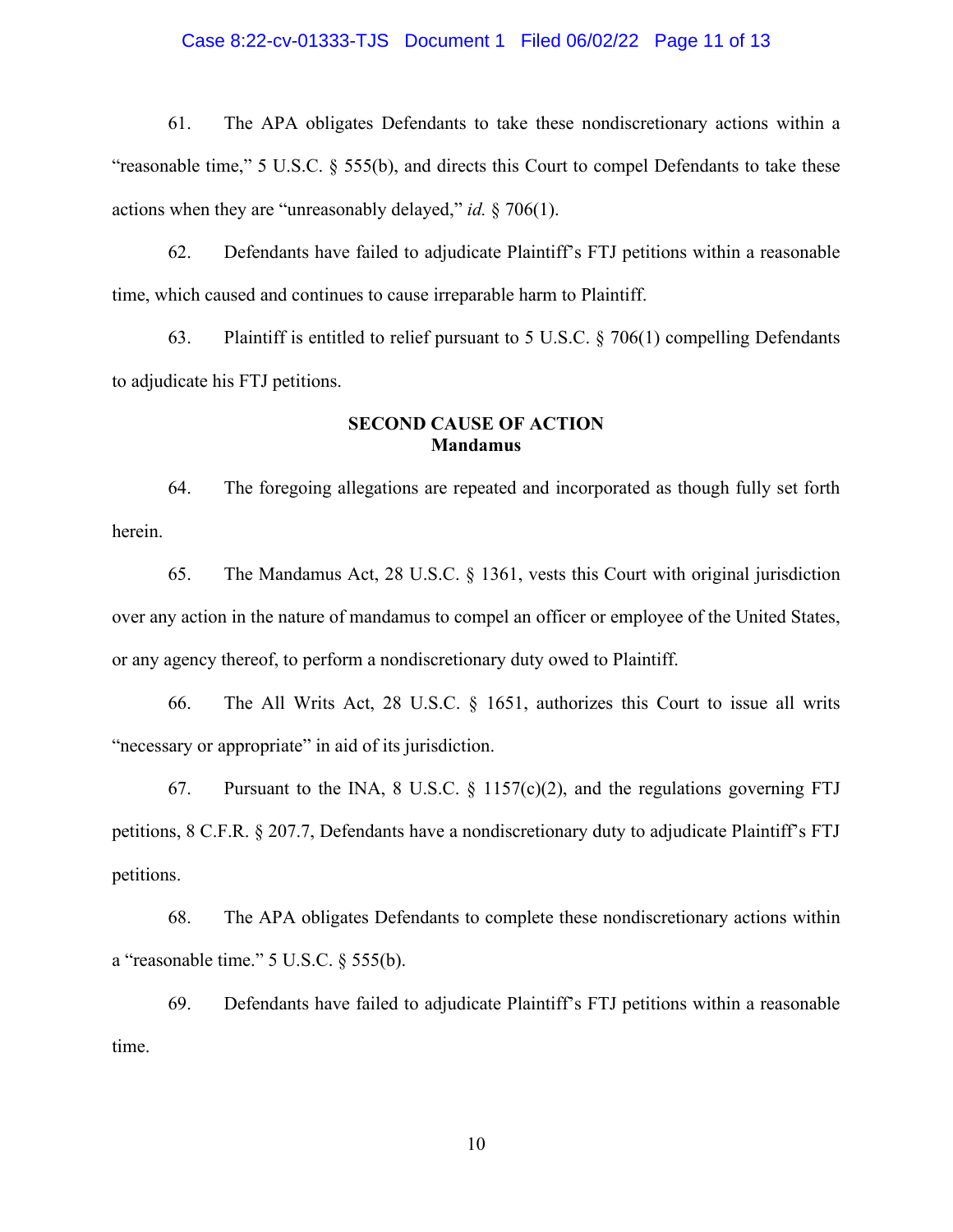61. The APA obligates Defendants to take these nondiscretionary actions within a "reasonable time," 5 U.S.C. § 555(b), and directs this Court to compel Defendants to take these actions when they are "unreasonably delayed," *id.* § 706(1).

62. Defendants have failed to adjudicate Plaintiff's FTJ petitions within a reasonable time, which caused and continues to cause irreparable harm to Plaintiff.

63. Plaintiff is entitled to relief pursuant to 5 U.S.C. § 706(1) compelling Defendants to adjudicate his FTJ petitions.

## SECOND CAUSE OF ACTION
## Mandamus

64. The foregoing allegations are repeated and incorporated as though fully set forth herein.

65. The Mandamus Act, 28 U.S.C. § 1361, vests this Court with original jurisdiction over any action in the nature of mandamus to compel an officer or employee of the United States, or any agency thereof, to perform a nondiscretionary duty owed to Plaintiff.

66. The All Writs Act, 28 U.S.C. § 1651, authorizes this Court to issue all writs "necessary or appropriate" in aid of its jurisdiction.

67. Pursuant to the INA, 8 U.S.C. § 1157(c)(2), and the regulations governing FTJ petitions, 8 C.F.R. § 207.7, Defendants have a nondiscretionary duty to adjudicate Plaintiff's FTJ petitions.

68. The APA obligates Defendants to complete these nondiscretionary actions within a "reasonable time." 5 U.S.C. § 555(b).

69. Defendants have failed to adjudicate Plaintiff's FTJ petitions within a reasonable time.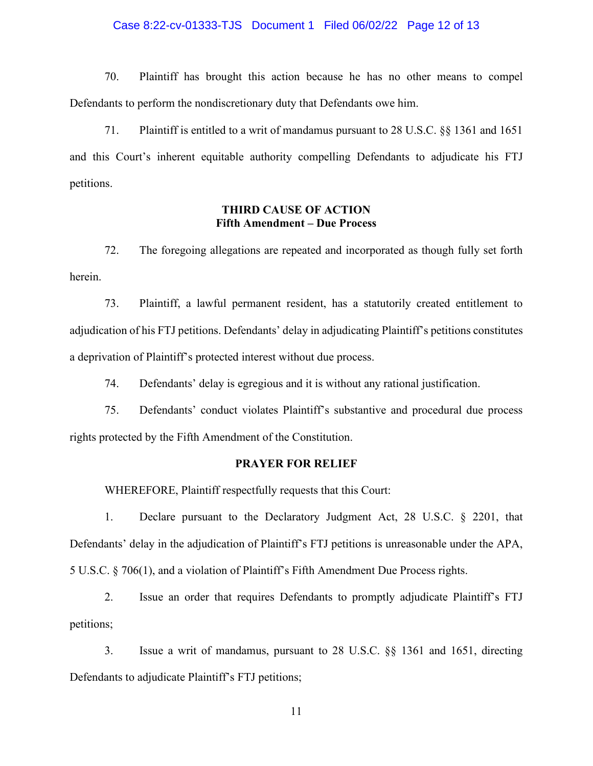70. Plaintiff has brought this action because he has no other means to compel Defendants to perform the nondiscretionary duty that Defendants owe him.

71. Plaintiff is entitled to a writ of mandamus pursuant to 28 U.S.C. §§ 1361 and 1651 and this Court's inherent equitable authority compelling Defendants to adjudicate his FTJ petitions.

**THIRD CAUSE OF ACTION**
**Fifth Amendment – Due Process**

72. The foregoing allegations are repeated and incorporated as though fully set forth herein.

73. Plaintiff, a lawful permanent resident, has a statutorily created entitlement to adjudication of his FTJ petitions. Defendants' delay in adjudicating Plaintiff's petitions constitutes a deprivation of Plaintiff's protected interest without due process.

74. Defendants' delay is egregious and it is without any rational justification.

75. Defendants' conduct violates Plaintiff's substantive and procedural due process rights protected by the Fifth Amendment of the Constitution.

**PRAYER FOR RELIEF**

WHEREFORE, Plaintiff respectfully requests that this Court:

1. Declare pursuant to the Declaratory Judgment Act, 28 U.S.C. § 2201, that Defendants' delay in the adjudication of Plaintiff's FTJ petitions is unreasonable under the APA, 5 U.S.C. § 706(1), and a violation of Plaintiff's Fifth Amendment Due Process rights.

2. Issue an order that requires Defendants to promptly adjudicate Plaintiff's FTJ petitions;

3. Issue a writ of mandamus, pursuant to 28 U.S.C. §§ 1361 and 1651, directing Defendants to adjudicate Plaintiff's FTJ petitions;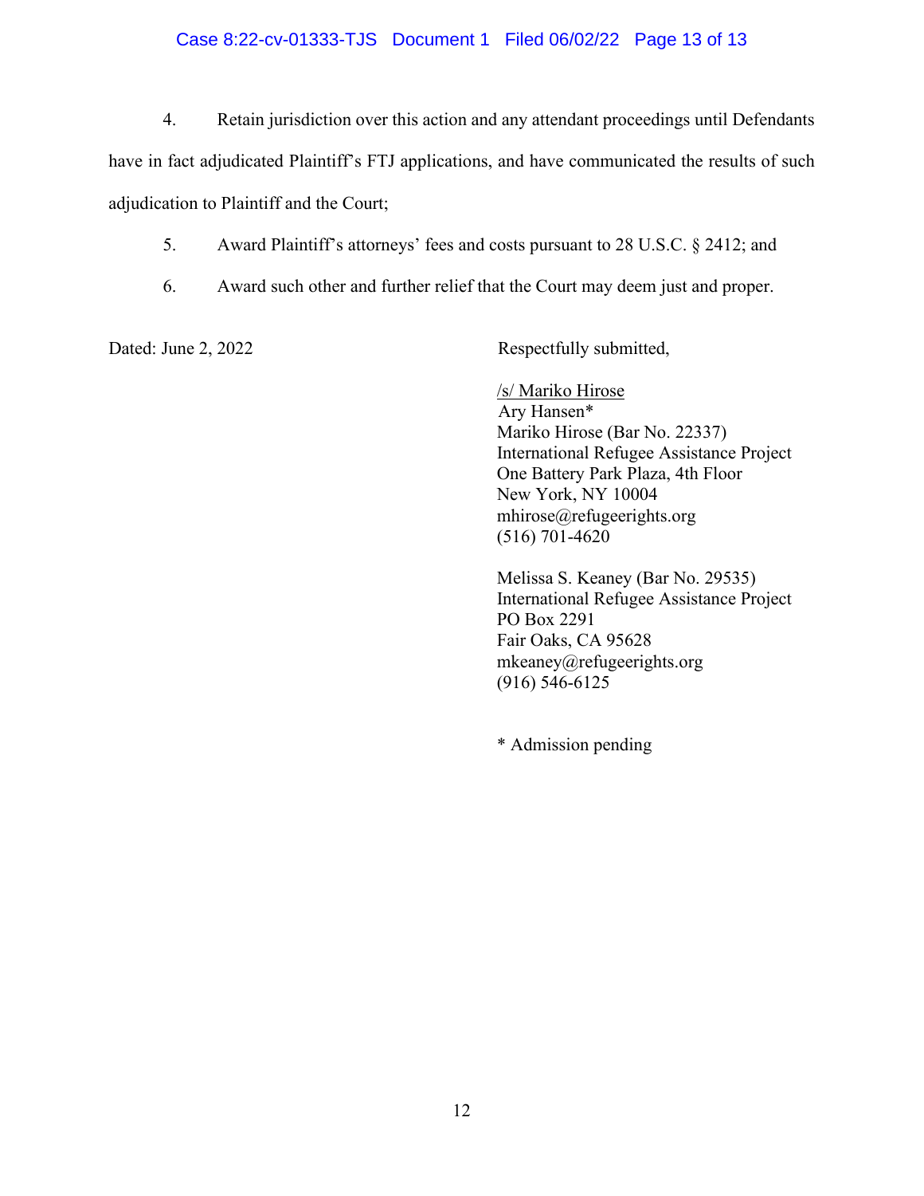4. Retain jurisdiction over this action and any attendant proceedings until Defendants have in fact adjudicated Plaintiff's FTJ applications, and have communicated the results of such adjudication to Plaintiff and the Court;

5. Award Plaintiff's attorneys' fees and costs pursuant to 28 U.S.C. § 2412; and

6. Award such other and further relief that the Court may deem just and proper.

Dated: June 2, 2022

Respectfully submitted,

/s/ Mariko Hirose
Ary Hansen*
Mariko Hirose (Bar No. 22337)
International Refugee Assistance Project
One Battery Park Plaza, 4th Floor
New York, NY 10004
mhirose@refugeerights.org
(516) 701-4620

Melissa S. Keaney (Bar No. 29535)
International Refugee Assistance Project
PO Box 2291
Fair Oaks, CA 95628
mkeaney@refugeerights.org
(916) 546-6125

* Admission pending